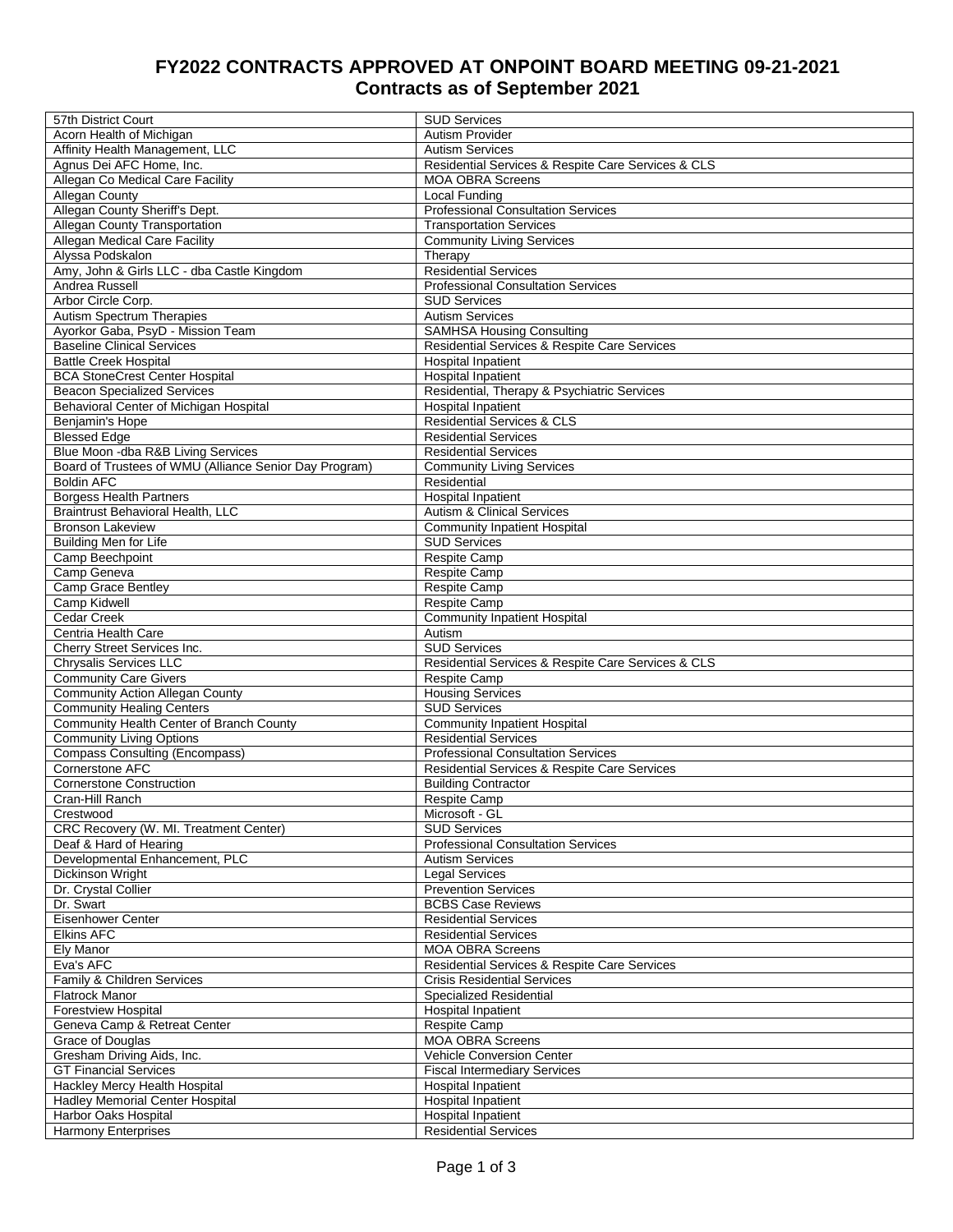# FY2022 CONTRACTS APPROVED AT ONPOINT BOARD MEETING 09-21-2021
## Contracts as of September 2021

| | |
|---|---|
| 57th District Court | SUD Services |
| Acorn Health of Michigan | Autism Provider |
| Affinity Health Management, LLC | Autism Services |
| Agnus Dei AFC Home, Inc. | Residential Services & Respite Care Services & CLS |
| Allegan Co Medical Care Facility | MOA OBRA Screens |
| Allegan County | Local Funding |
| Allegan County Sheriff's Dept. | Professional Consultation Services |
| Allegan County Transportation | Transportation Services |
| Allegan Medical Care Facility | Community Living Services |
| Alyssa Podskalon | Therapy |
| Amy, John & Girls LLC - dba Castle Kingdom | Residential Services |
| Andrea Russell | Professional Consultation Services |
| Arbor Circle Corp. | SUD Services |
| Autism Spectrum Therapies | Autism Services |
| Ayorkor Gaba, PsyD - Mission Team | SAMHSA Housing Consulting |
| Baseline Clinical Services | Residential Services & Respite Care Services |
| Battle Creek Hospital | Hospital Inpatient |
| BCA StoneCrest Center Hospital | Hospital Inpatient |
| Beacon Specialized Services | Residential, Therapy & Psychiatric Services |
| Behavioral Center of Michigan Hospital | Hospital Inpatient |
| Benjamin's Hope | Residential Services & CLS |
| Blessed Edge | Residential Services |
| Blue Moon -dba R&B Living Services | Residential Services |
| Board of Trustees of WMU (Alliance Senior Day Program) | Community Living Services |
| Boldin AFC | Residential |
| Borgess Health Partners | Hospital Inpatient |
| Braintrust Behavioral Health, LLC | Autism & Clinical Services |
| Bronson Lakeview | Community Inpatient Hospital |
| Building Men for Life | SUD Services |
| Camp Beechpoint | Respite Camp |
| Camp Geneva | Respite Camp |
| Camp Grace Bentley | Respite Camp |
| Camp Kidwell | Respite Camp |
| Cedar Creek | Community Inpatient Hospital |
| Centria Health Care | Autism |
| Cherry Street Services Inc. | SUD Services |
| Chrysalis Services LLC | Residential Services & Respite Care Services & CLS |
| Community Care Givers | Respite Camp |
| Community Action Allegan County | Housing Services |
| Community Healing Centers | SUD Services |
| Community Health Center of Branch County | Community Inpatient Hospital |
| Community Living Options | Residential Services |
| Compass Consulting (Encompass) | Professional Consultation Services |
| Cornerstone AFC | Residential Services & Respite Care Services |
| Cornerstone Construction | Building Contractor |
| Cran-Hill Ranch | Respite Camp |
| Crestwood | Microsoft - GL |
| CRC Recovery (W. MI. Treatment Center) | SUD Services |
| Deaf & Hard of Hearing | Professional Consultation Services |
| Developmental Enhancement, PLC | Autism Services |
| Dickinson Wright | Legal Services |
| Dr. Crystal Collier | Prevention Services |
| Dr. Swart | BCBS Case Reviews |
| Eisenhower Center | Residential Services |
| Elkins AFC | Residential Services |
| Ely Manor | MOA OBRA Screens |
| Eva's AFC | Residential Services & Respite Care Services |
| Family & Children Services | Crisis Residential Services |
| Flatrock Manor | Specialized Residential |
| Forestview Hospital | Hospital Inpatient |
| Geneva Camp & Retreat Center | Respite Camp |
| Grace of Douglas | MOA OBRA Screens |
| Gresham Driving Aids, Inc. | Vehicle Conversion Center |
| GT Financial Services | Fiscal Intermediary Services |
| Hackley Mercy Health Hospital | Hospital Inpatient |
| Hadley Memorial Center Hospital | Hospital Inpatient |
| Harbor Oaks Hospital | Hospital Inpatient |
| Harmony Enterprises | Residential Services |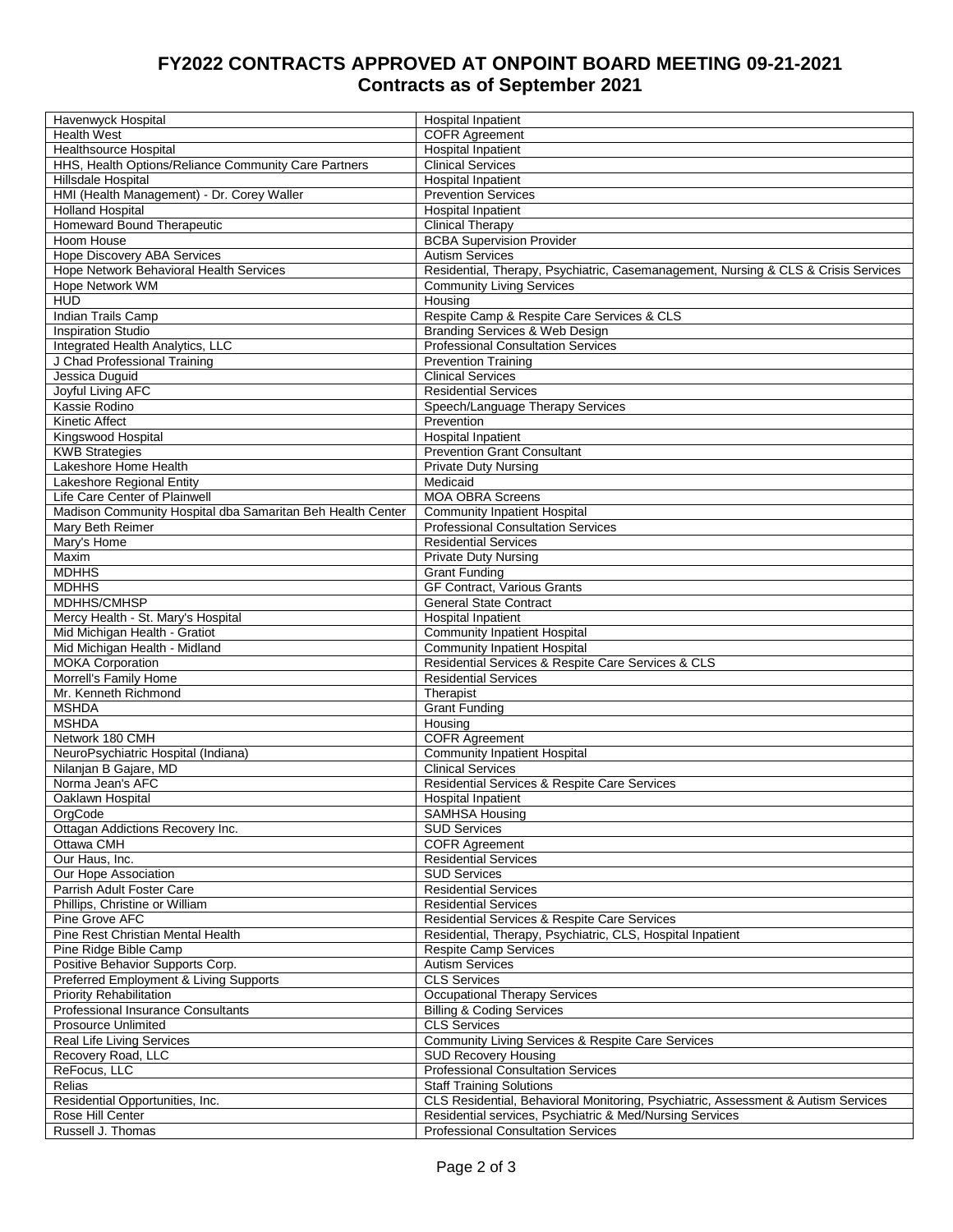# FY2022 CONTRACTS APPROVED AT ONPOINT BOARD MEETING 09-21-2021
## Contracts as of September 2021

| | |
|---|---|
| Havenwyck Hospital | Hospital Inpatient |
| Health West | COFR Agreement |
| Healthsource Hospital | Hospital Inpatient |
| HHS, Health Options/Reliance Community Care Partners | Clinical Services |
| Hillsdale Hospital | Hospital Inpatient |
| HMI (Health Management) - Dr. Corey Waller | Prevention Services |
| Holland Hospital | Hospital Inpatient |
| Homeward Bound Therapeutic | Clinical Therapy |
| Hoom House | BCBA Supervision Provider |
| Hope Discovery ABA Services | Autism Services |
| Hope Network Behavioral Health Services | Residential, Therapy, Psychiatric, Casemanagement, Nursing & CLS & Crisis Services |
| Hope Network WM | Community Living Services |
| HUD | Housing |
| Indian Trails Camp | Respite Camp & Respite Care Services & CLS |
| Inspiration Studio | Branding Services & Web Design |
| Integrated Health Analytics, LLC | Professional Consultation Services |
| J Chad Professional Training | Prevention Training |
| Jessica Duguid | Clinical Services |
| Joyful Living AFC | Residential Services |
| Kassie Rodino | Speech/Language Therapy Services |
| Kinetic Affect | Prevention |
| Kingswood Hospital | Hospital Inpatient |
| KWB Strategies | Prevention Grant Consultant |
| Lakeshore Home Health | Private Duty Nursing |
| Lakeshore Regional Entity | Medicaid |
| Life Care Center of Plainwell | MOA OBRA Screens |
| Madison Community Hospital dba Samaritan Beh Health Center | Community Inpatient Hospital |
| Mary Beth Reimer | Professional Consultation Services |
| Mary's Home | Residential Services |
| Maxim | Private Duty Nursing |
| MDHHS | Grant Funding |
| MDHHS | GF Contract, Various Grants |
| MDHHS/CMHSP | General State Contract |
| Mercy Health - St. Mary's Hospital | Hospital Inpatient |
| Mid Michigan Health - Gratiot | Community Inpatient Hospital |
| Mid Michigan Health - Midland | Community Inpatient Hospital |
| MOKA Corporation | Residential Services & Respite Care Services & CLS |
| Morrell's Family Home | Residential Services |
| Mr. Kenneth Richmond | Therapist |
| MSHDA | Grant Funding |
| MSHDA | Housing |
| Network 180 CMH | COFR Agreement |
| NeuroPsychiatric Hospital (Indiana) | Community Inpatient Hospital |
| Nilanjan B Gajare, MD | Clinical Services |
| Norma Jean's AFC | Residential Services & Respite Care Services |
| Oaklawn Hospital | Hospital Inpatient |
| OrgCode | SAMHSA Housing |
| Ottagan Addictions Recovery Inc. | SUD Services |
| Ottawa CMH | COFR Agreement |
| Our Haus, Inc. | Residential Services |
| Our Hope Association | SUD Services |
| Parrish Adult Foster Care | Residential Services |
| Phillips, Christine or William | Residential Services |
| Pine Grove AFC | Residential Services & Respite Care Services |
| Pine Rest Christian Mental Health | Residential, Therapy, Psychiatric, CLS, Hospital Inpatient |
| Pine Ridge Bible Camp | Respite Camp Services |
| Positive Behavior Supports Corp. | Autism Services |
| Preferred Employment & Living Supports | CLS Services |
| Priority Rehabilitation | Occupational Therapy Services |
| Professional Insurance Consultants | Billing & Coding Services |
| Prosource Unlimited | CLS Services |
| Real Life Living Services | Community Living Services & Respite Care Services |
| Recovery Road, LLC | SUD Recovery Housing |
| ReFocus, LLC | Professional Consultation Services |
| Relias | Staff Training Solutions |
| Residential Opportunities, Inc. | CLS Residential, Behavioral Monitoring, Psychiatric, Assessment & Autism Services |
| Rose Hill Center | Residential services, Psychiatric & Med/Nursing Services |
| Russell J. Thomas | Professional Consultation Services |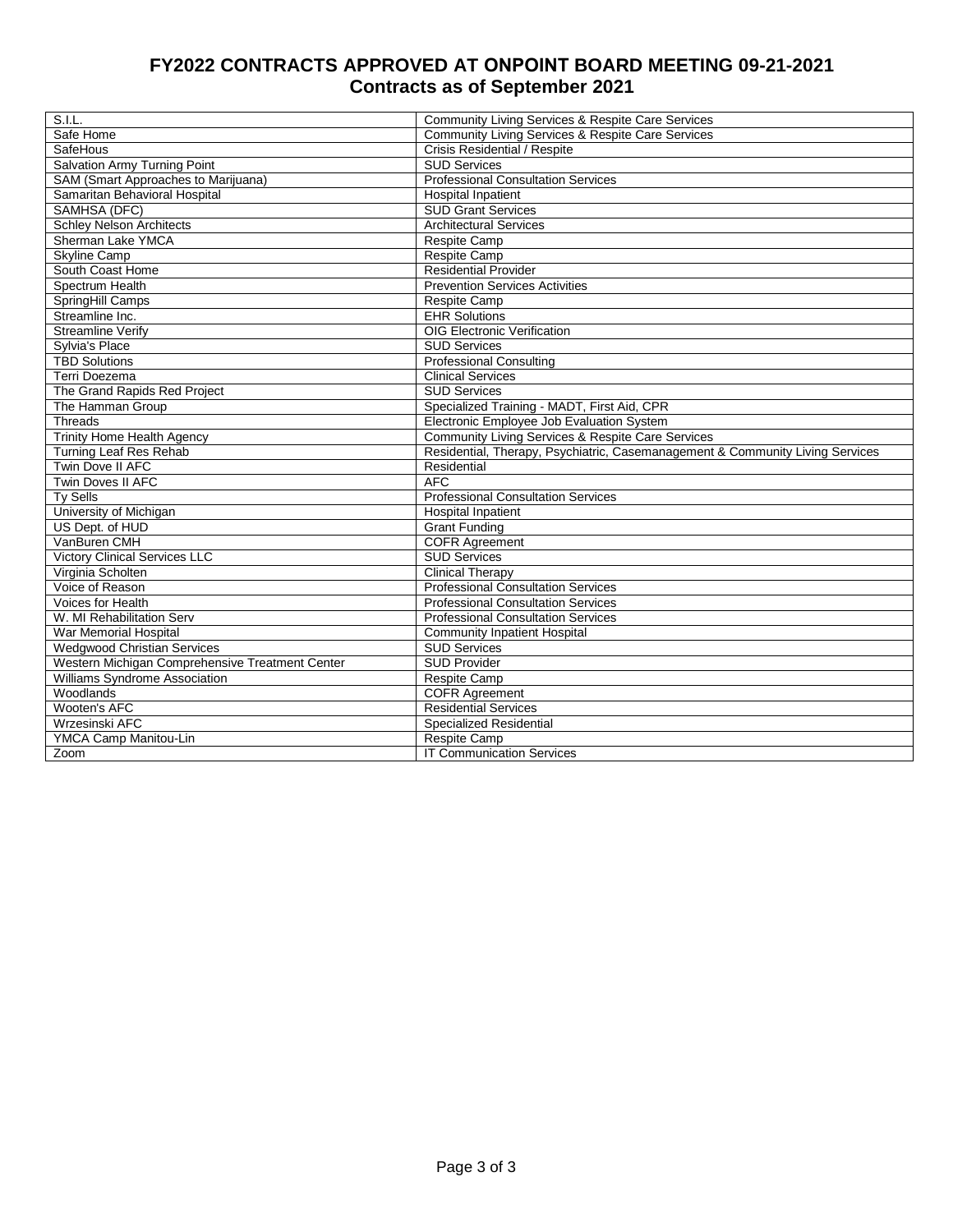# FY2022 CONTRACTS APPROVED AT ONPOINT BOARD MEETING 09-21-2021
## Contracts as of September 2021

| | |
|---|---|
| S.I.L. | Community Living Services & Respite Care Services |
| Safe Home | Community Living Services & Respite Care Services |
| SafeHous | Crisis Residential / Respite |
| Salvation Army Turning Point | SUD Services |
| SAM (Smart Approaches to Marijuana) | Professional Consultation Services |
| Samaritan Behavioral Hospital | Hospital Inpatient |
| SAMHSA (DFC) | SUD Grant Services |
| Schley Nelson Architects | Architectural Services |
| Sherman Lake YMCA | Respite Camp |
| Skyline Camp | Respite Camp |
| South Coast Home | Residential Provider |
| Spectrum Health | Prevention Services Activities |
| SpringHill Camps | Respite Camp |
| Streamline Inc. | EHR Solutions |
| Streamline Verify | OIG Electronic Verification |
| Sylvia's Place | SUD Services |
| TBD Solutions | Professional Consulting |
| Terri Doezema | Clinical Services |
| The Grand Rapids Red Project | SUD Services |
| The Hamman Group | Specialized Training - MADT, First Aid, CPR |
| Threads | Electronic Employee Job Evaluation System |
| Trinity Home Health Agency | Community Living Services & Respite Care Services |
| Turning Leaf Res Rehab | Residential, Therapy, Psychiatric, Casemanagement & Community Living Services |
| Twin Dove II AFC | Residential |
| Twin Doves II AFC | AFC |
| Ty Sells | Professional Consultation Services |
| University of Michigan | Hospital Inpatient |
| US Dept. of HUD | Grant Funding |
| VanBuren CMH | COFR Agreement |
| Victory Clinical Services LLC | SUD Services |
| Virginia Scholten | Clinical Therapy |
| Voice of Reason | Professional Consultation Services |
| Voices for Health | Professional Consultation Services |
| W. MI Rehabilitation Serv | Professional Consultation Services |
| War Memorial Hospital | Community Inpatient Hospital |
| Wedgwood Christian Services | SUD Services |
| Western Michigan Comprehensive Treatment Center | SUD Provider |
| Williams Syndrome Association | Respite Camp |
| Woodlands | COFR Agreement |
| Wooten's AFC | Residential Services |
| Wrzesinski AFC | Specialized Residential |
| YMCA Camp Manitou-Lin | Respite Camp |
| Zoom | IT Communication Services |